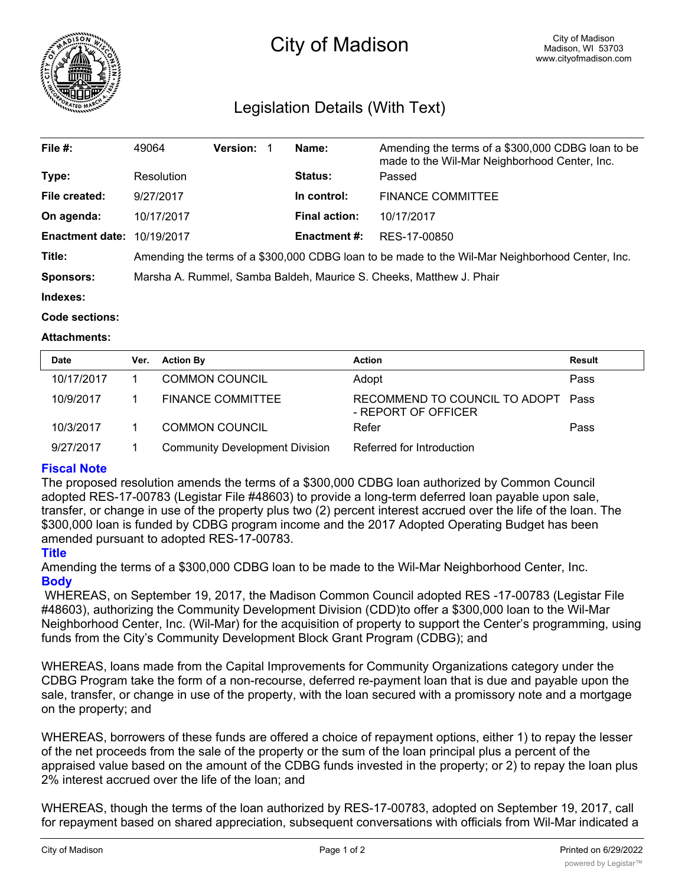# City of Madison

City of Madison
Madison, WI 53703
www.cityofmadison.com

## Legislation Details (With Text)

| | | | |
|---|---|---|---|
| **File #:** | 49064 **Version:** 1 | **Name:** | Amending the terms of a $300,000 CDBG loan to be made to the Wil-Mar Neighborhood Center, Inc. |
| **Type:** | Resolution | **Status:** | Passed |
| **File created:** | 9/27/2017 | **In control:** | FINANCE COMMITTEE |
| **On agenda:** | 10/17/2017 | **Final action:** | 10/17/2017 |
| **Enactment date:** | 10/19/2017 | **Enactment #:** | RES-17-00850 |

**Title:** Amending the terms of a $300,000 CDBG loan to be made to the Wil-Mar Neighborhood Center, Inc.

**Sponsors:** Marsha A. Rummel, Samba Baldeh, Maurice S. Cheeks, Matthew J. Phair

**Indexes:**

**Code sections:**

**Attachments:**

| Date | Ver. | Action By | Action | Result |
|---|---|---|---|---|
| 10/17/2017 | 1 | COMMON COUNCIL | Adopt | Pass |
| 10/9/2017 | 1 | FINANCE COMMITTEE | RECOMMEND TO COUNCIL TO ADOPT - REPORT OF OFFICER | Pass |
| 10/3/2017 | 1 | COMMON COUNCIL | Refer | Pass |
| 9/27/2017 | 1 | Community Development Division | Referred for Introduction | |

### Fiscal Note

The proposed resolution amends the terms of a $300,000 CDBG loan authorized by Common Council adopted RES-17-00783 (Legistar File #48603) to provide a long-term deferred loan payable upon sale, transfer, or change in use of the property plus two (2) percent interest accrued over the life of the loan. The $300,000 loan is funded by CDBG program income and the 2017 Adopted Operating Budget has been amended pursuant to adopted RES-17-00783.

### Title

Amending the terms of a $300,000 CDBG loan to be made to the Wil-Mar Neighborhood Center, Inc.

### Body

WHEREAS, on September 19, 2017, the Madison Common Council adopted RES -17-00783 (Legistar File #48603), authorizing the Community Development Division (CDD)to offer a $300,000 loan to the Wil-Mar Neighborhood Center, Inc. (Wil-Mar) for the acquisition of property to support the Center's programming, using funds from the City's Community Development Block Grant Program (CDBG); and

WHEREAS, loans made from the Capital Improvements for Community Organizations category under the CDBG Program take the form of a non-recourse, deferred re-payment loan that is due and payable upon the sale, transfer, or change in use of the property, with the loan secured with a promissory note and a mortgage on the property; and

WHEREAS, borrowers of these funds are offered a choice of repayment options, either 1) to repay the lesser of the net proceeds from the sale of the property or the sum of the loan principal plus a percent of the appraised value based on the amount of the CDBG funds invested in the property; or 2) to repay the loan plus 2% interest accrued over the life of the loan; and

WHEREAS, though the terms of the loan authorized by RES-17-00783, adopted on September 19, 2017, call for repayment based on shared appreciation, subsequent conversations with officials from Wil-Mar indicated a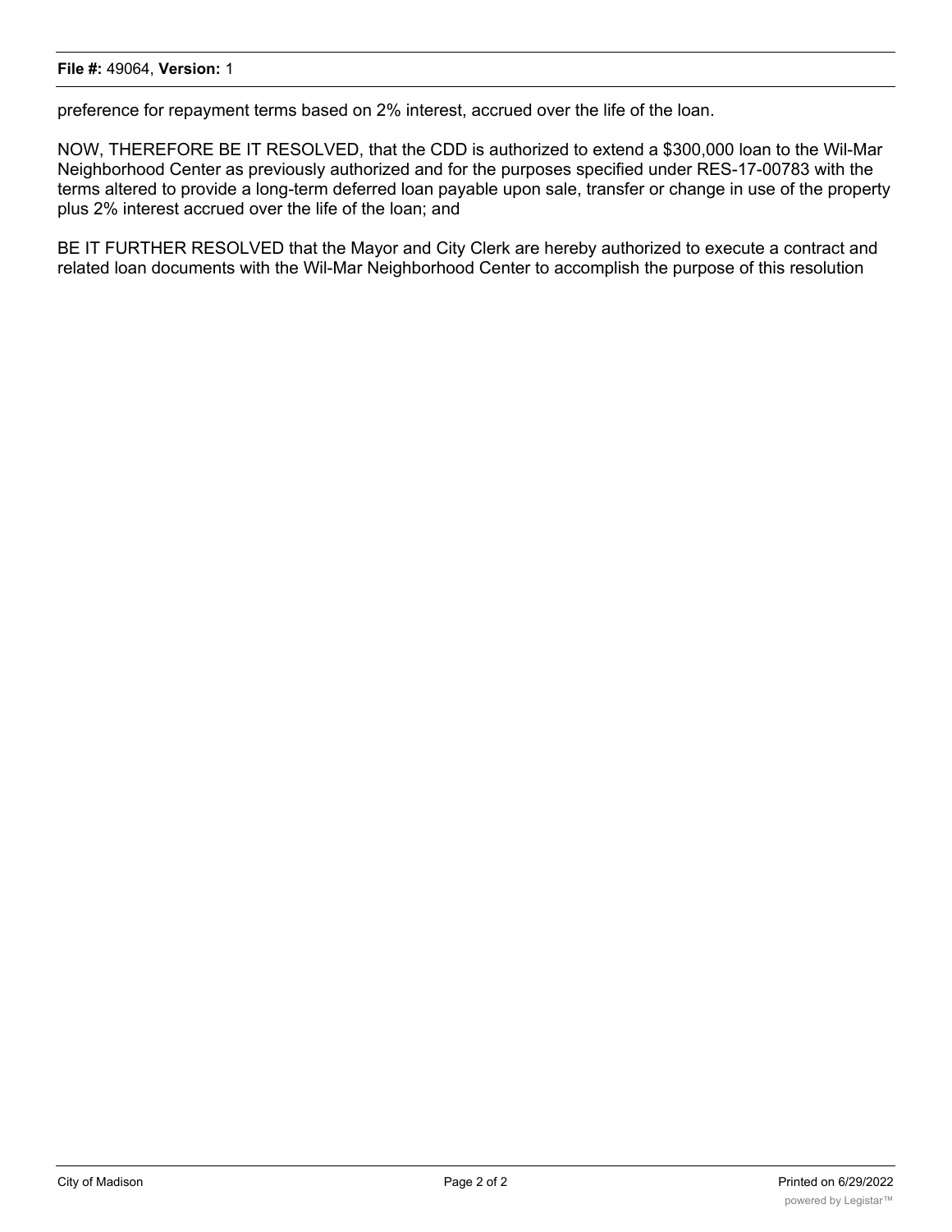preference for repayment terms based on 2% interest, accrued over the life of the loan.

NOW, THEREFORE BE IT RESOLVED, that the CDD is authorized to extend a $300,000 loan to the Wil-Mar Neighborhood Center as previously authorized and for the purposes specified under RES-17-00783 with the terms altered to provide a long-term deferred loan payable upon sale, transfer or change in use of the property plus 2% interest accrued over the life of the loan; and

BE IT FURTHER RESOLVED that the Mayor and City Clerk are hereby authorized to execute a contract and related loan documents with the Wil-Mar Neighborhood Center to accomplish the purpose of this resolution